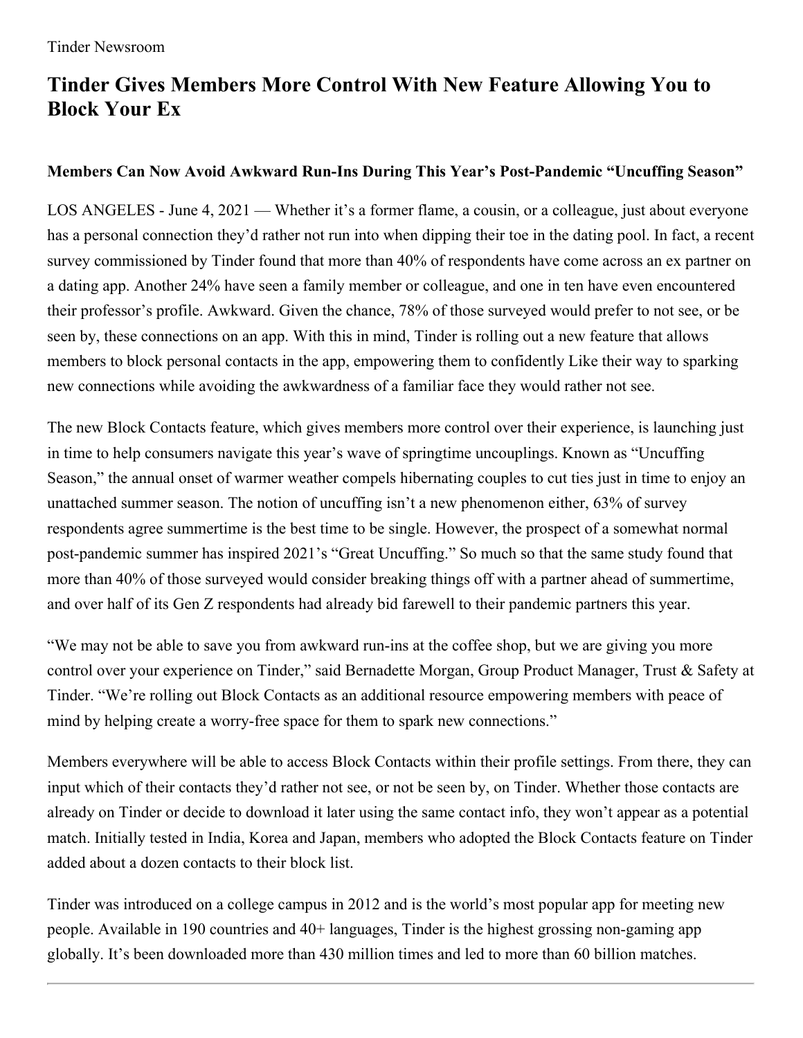Tinder Newsroom

# Tinder Gives Members More Control With New Feature Allowing You to Block Your Ex

### Members Can Now Avoid Awkward Run-Ins During This Year's Post-Pandemic "Uncuffing Season"

LOS ANGELES - June 4, 2021 — Whether it's a former flame, a cousin, or a colleague, just about everyone has a personal connection they'd rather not run into when dipping their toe in the dating pool. In fact, a recent survey commissioned by Tinder found that more than 40% of respondents have come across an ex partner on a dating app. Another 24% have seen a family member or colleague, and one in ten have even encountered their professor's profile. Awkward. Given the chance, 78% of those surveyed would prefer to not see, or be seen by, these connections on an app. With this in mind, Tinder is rolling out a new feature that allows members to block personal contacts in the app, empowering them to confidently Like their way to sparking new connections while avoiding the awkwardness of a familiar face they would rather not see.

The new Block Contacts feature, which gives members more control over their experience, is launching just in time to help consumers navigate this year's wave of springtime uncouplings. Known as "Uncuffing Season," the annual onset of warmer weather compels hibernating couples to cut ties just in time to enjoy an unattached summer season. The notion of uncuffing isn't a new phenomenon either, 63% of survey respondents agree summertime is the best time to be single. However, the prospect of a somewhat normal post-pandemic summer has inspired 2021's "Great Uncuffing." So much so that the same study found that more than 40% of those surveyed would consider breaking things off with a partner ahead of summertime, and over half of its Gen Z respondents had already bid farewell to their pandemic partners this year.

"We may not be able to save you from awkward run-ins at the coffee shop, but we are giving you more control over your experience on Tinder," said Bernadette Morgan, Group Product Manager, Trust & Safety at Tinder. "We're rolling out Block Contacts as an additional resource empowering members with peace of mind by helping create a worry-free space for them to spark new connections."

Members everywhere will be able to access Block Contacts within their profile settings. From there, they can input which of their contacts they'd rather not see, or not be seen by, on Tinder. Whether those contacts are already on Tinder or decide to download it later using the same contact info, they won't appear as a potential match. Initially tested in India, Korea and Japan, members who adopted the Block Contacts feature on Tinder added about a dozen contacts to their block list.

Tinder was introduced on a college campus in 2012 and is the world's most popular app for meeting new people. Available in 190 countries and 40+ languages, Tinder is the highest grossing non-gaming app globally. It's been downloaded more than 430 million times and led to more than 60 billion matches.

---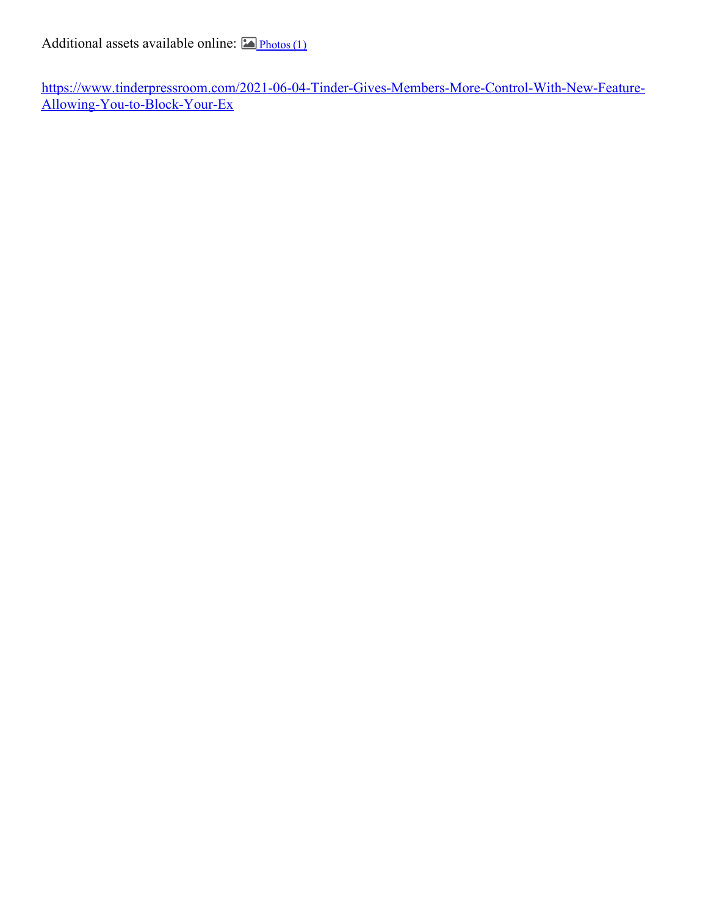Additional assets available online: Photos (1)

https://www.tinderpressroom.com/2021-06-04-Tinder-Gives-Members-More-Control-With-New-Feature-Allowing-You-to-Block-Your-Ex